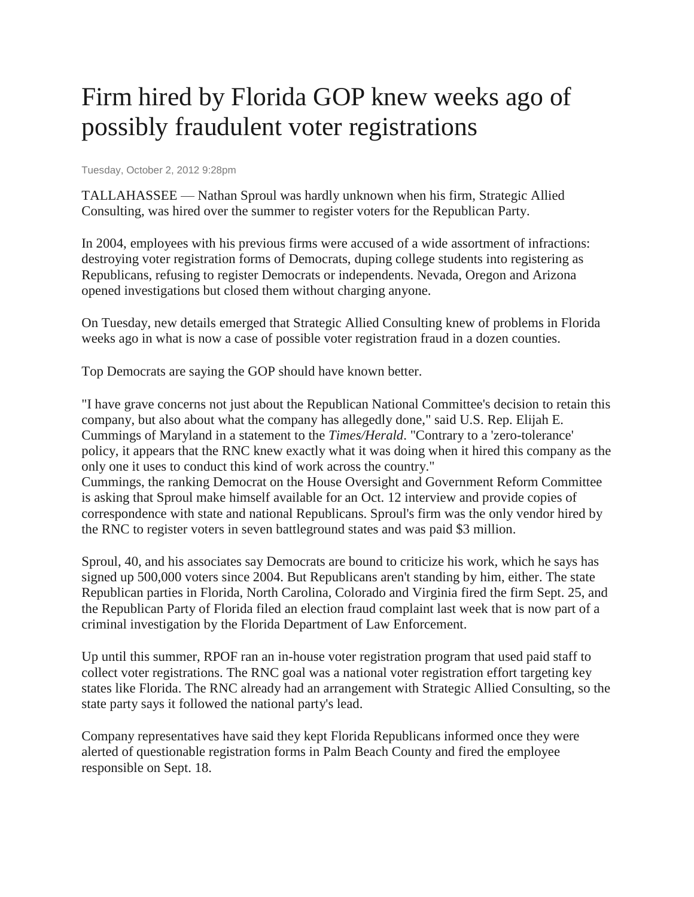# Firm hired by Florida GOP knew weeks ago of possibly fraudulent voter registrations

Tuesday, October 2, 2012 9:28pm

TALLAHASSEE — Nathan Sproul was hardly unknown when his firm, Strategic Allied Consulting, was hired over the summer to register voters for the Republican Party.

In 2004, employees with his previous firms were accused of a wide assortment of infractions: destroying voter registration forms of Democrats, duping college students into registering as Republicans, refusing to register Democrats or independents. Nevada, Oregon and Arizona opened investigations but closed them without charging anyone.

On Tuesday, new details emerged that Strategic Allied Consulting knew of problems in Florida weeks ago in what is now a case of possible voter registration fraud in a dozen counties.

Top Democrats are saying the GOP should have known better.

"I have grave concerns not just about the Republican National Committee's decision to retain this company, but also about what the company has allegedly done," said U.S. Rep. Elijah E. Cummings of Maryland in a statement to the *Times/Herald*. "Contrary to a 'zero-tolerance' policy, it appears that the RNC knew exactly what it was doing when it hired this company as the only one it uses to conduct this kind of work across the country."
Cummings, the ranking Democrat on the House Oversight and Government Reform Committee is asking that Sproul make himself available for an Oct. 12 interview and provide copies of correspondence with state and national Republicans. Sproul's firm was the only vendor hired by the RNC to register voters in seven battleground states and was paid $3 million.

Sproul, 40, and his associates say Democrats are bound to criticize his work, which he says has signed up 500,000 voters since 2004. But Republicans aren't standing by him, either. The state Republican parties in Florida, North Carolina, Colorado and Virginia fired the firm Sept. 25, and the Republican Party of Florida filed an election fraud complaint last week that is now part of a criminal investigation by the Florida Department of Law Enforcement.

Up until this summer, RPOF ran an in-house voter registration program that used paid staff to collect voter registrations. The RNC goal was a national voter registration effort targeting key states like Florida. The RNC already had an arrangement with Strategic Allied Consulting, so the state party says it followed the national party's lead.

Company representatives have said they kept Florida Republicans informed once they were alerted of questionable registration forms in Palm Beach County and fired the employee responsible on Sept. 18.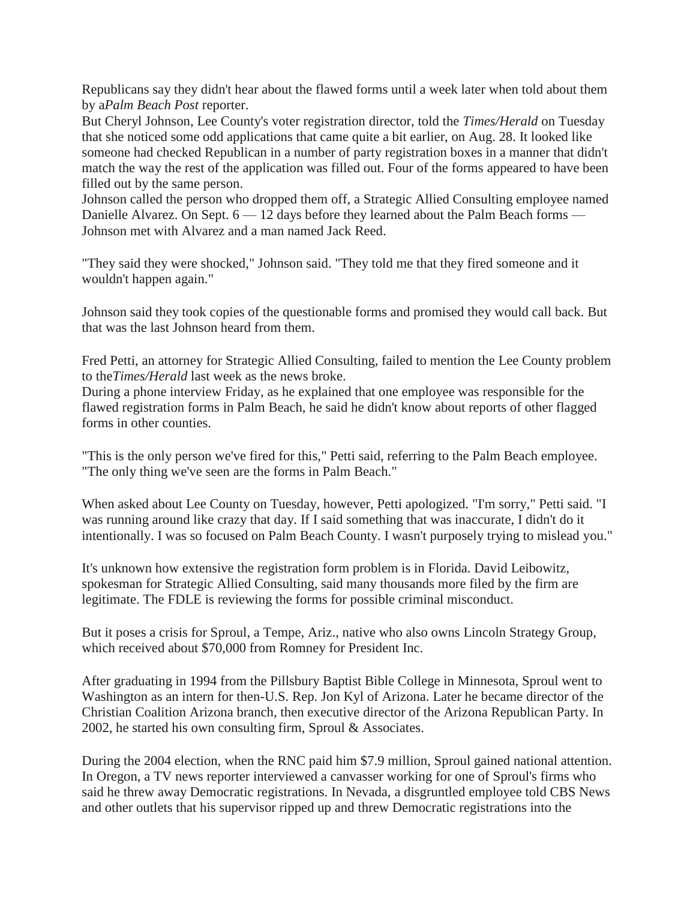Republicans say they didn't hear about the flawed forms until a week later when told about them by a *Palm Beach Post* reporter.

But Cheryl Johnson, Lee County's voter registration director, told the *Times/Herald* on Tuesday that she noticed some odd applications that came quite a bit earlier, on Aug. 28. It looked like someone had checked Republican in a number of party registration boxes in a manner that didn't match the way the rest of the application was filled out. Four of the forms appeared to have been filled out by the same person.

Johnson called the person who dropped them off, a Strategic Allied Consulting employee named Danielle Alvarez. On Sept. 6 — 12 days before they learned about the Palm Beach forms — Johnson met with Alvarez and a man named Jack Reed.

"They said they were shocked," Johnson said. "They told me that they fired someone and it wouldn't happen again."

Johnson said they took copies of the questionable forms and promised they would call back. But that was the last Johnson heard from them.

Fred Petti, an attorney for Strategic Allied Consulting, failed to mention the Lee County problem to the *Times/Herald* last week as the news broke.

During a phone interview Friday, as he explained that one employee was responsible for the flawed registration forms in Palm Beach, he said he didn't know about reports of other flagged forms in other counties.

"This is the only person we've fired for this," Petti said, referring to the Palm Beach employee. "The only thing we've seen are the forms in Palm Beach."

When asked about Lee County on Tuesday, however, Petti apologized. "I'm sorry," Petti said. "I was running around like crazy that day. If I said something that was inaccurate, I didn't do it intentionally. I was so focused on Palm Beach County. I wasn't purposely trying to mislead you."

It's unknown how extensive the registration form problem is in Florida. David Leibowitz, spokesman for Strategic Allied Consulting, said many thousands more filed by the firm are legitimate. The FDLE is reviewing the forms for possible criminal misconduct.

But it poses a crisis for Sproul, a Tempe, Ariz., native who also owns Lincoln Strategy Group, which received about $70,000 from Romney for President Inc.

After graduating in 1994 from the Pillsbury Baptist Bible College in Minnesota, Sproul went to Washington as an intern for then-U.S. Rep. Jon Kyl of Arizona. Later he became director of the Christian Coalition Arizona branch, then executive director of the Arizona Republican Party. In 2002, he started his own consulting firm, Sproul & Associates.

During the 2004 election, when the RNC paid him $7.9 million, Sproul gained national attention. In Oregon, a TV news reporter interviewed a canvasser working for one of Sproul's firms who said he threw away Democratic registrations. In Nevada, a disgruntled employee told CBS News and other outlets that his supervisor ripped up and threw Democratic registrations into the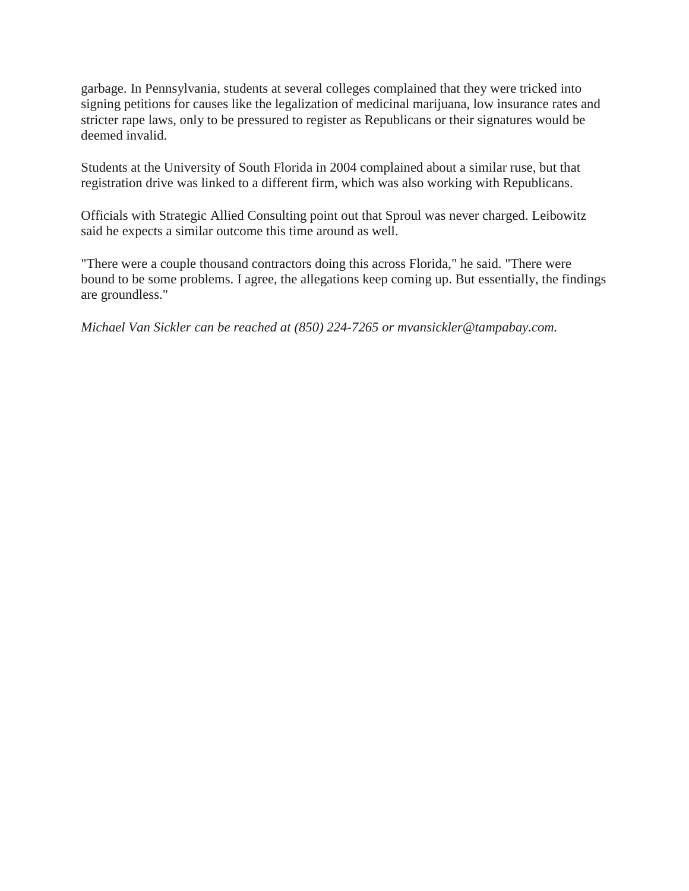garbage. In Pennsylvania, students at several colleges complained that they were tricked into signing petitions for causes like the legalization of medicinal marijuana, low insurance rates and stricter rape laws, only to be pressured to register as Republicans or their signatures would be deemed invalid.

Students at the University of South Florida in 2004 complained about a similar ruse, but that registration drive was linked to a different firm, which was also working with Republicans.

Officials with Strategic Allied Consulting point out that Sproul was never charged. Leibowitz said he expects a similar outcome this time around as well.

"There were a couple thousand contractors doing this across Florida," he said. "There were bound to be some problems. I agree, the allegations keep coming up. But essentially, the findings are groundless."

*Michael Van Sickler can be reached at (850) 224-7265 or mvansickler@tampabay.com.*